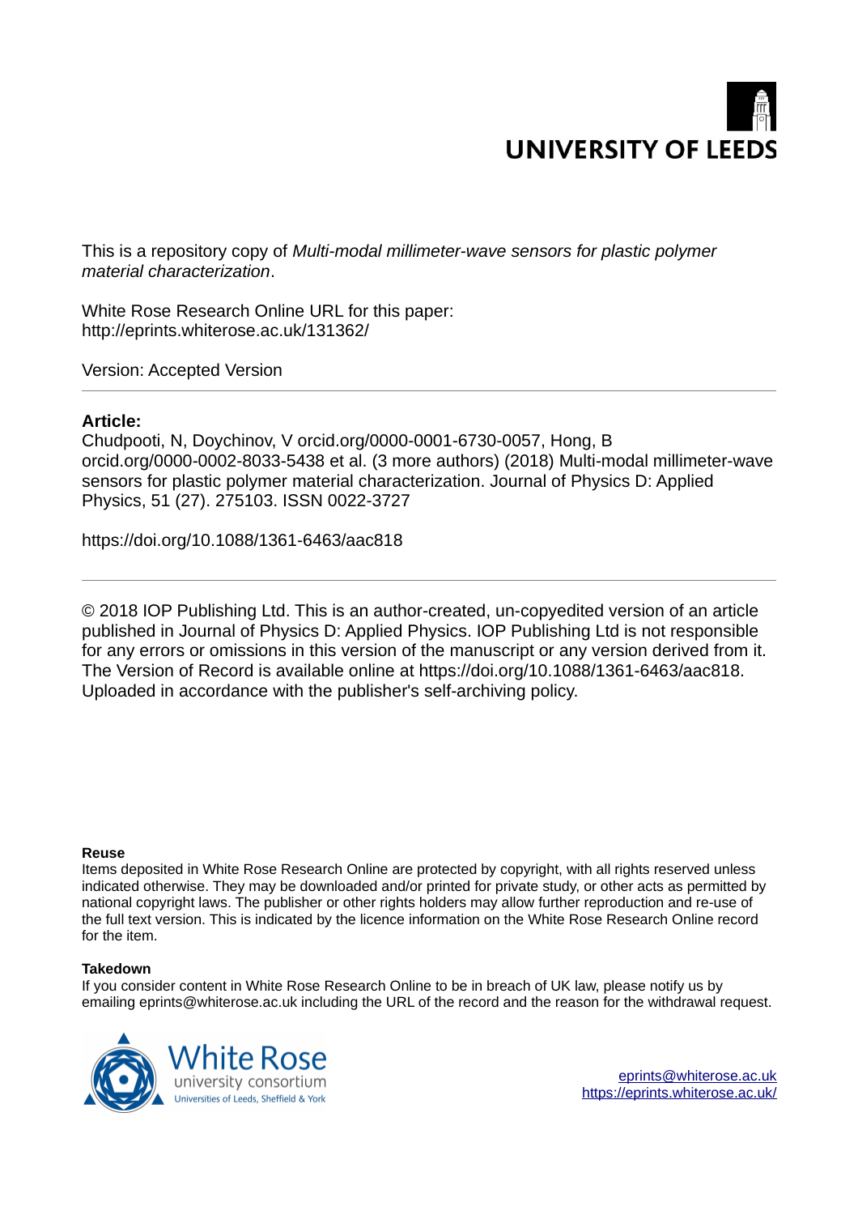UNIVERSITY OF LEEDS

This is a repository copy of *Multi-modal millimeter-wave sensors for plastic polymer material characterization*.

White Rose Research Online URL for this paper:
http://eprints.whiterose.ac.uk/131362/

Version: Accepted Version

---

**Article:**

Chudpooti, N, Doychinov, V orcid.org/0000-0001-6730-0057, Hong, B orcid.org/0000-0002-8033-5438 et al. (3 more authors) (2018) Multi-modal millimeter-wave sensors for plastic polymer material characterization. Journal of Physics D: Applied Physics, 51 (27). 275103. ISSN 0022-3727

https://doi.org/10.1088/1361-6463/aac818

---

© 2018 IOP Publishing Ltd. This is an author-created, un-copyedited version of an article published in Journal of Physics D: Applied Physics. IOP Publishing Ltd is not responsible for any errors or omissions in this version of the manuscript or any version derived from it. The Version of Record is available online at https://doi.org/10.1088/1361-6463/aac818. Uploaded in accordance with the publisher's self-archiving policy.

**Reuse**

Items deposited in White Rose Research Online are protected by copyright, with all rights reserved unless indicated otherwise. They may be downloaded and/or printed for private study, or other acts as permitted by national copyright laws. The publisher or other rights holders may allow further reproduction and re-use of the full text version. This is indicated by the licence information on the White Rose Research Online record for the item.

**Takedown**

If you consider content in White Rose Research Online to be in breach of UK law, please notify us by emailing eprints@whiterose.ac.uk including the URL of the record and the reason for the withdrawal request.

White Rose university consortium
Universities of Leeds, Sheffield & York

eprints@whiterose.ac.uk
https://eprints.whiterose.ac.uk/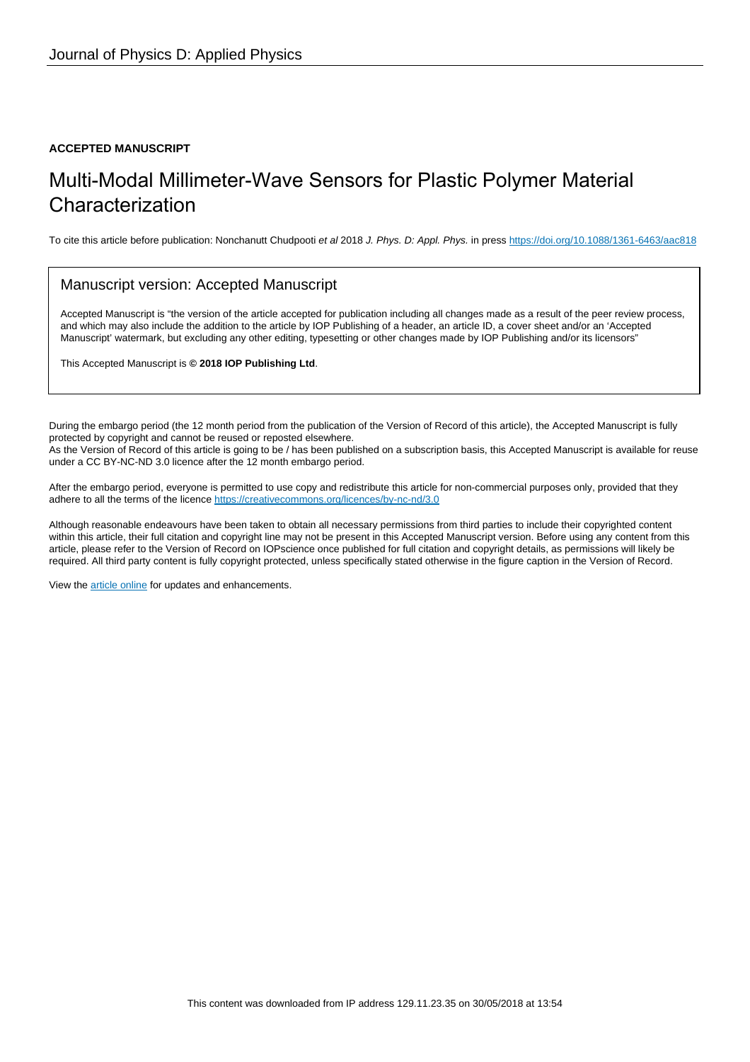Journal of Physics D: Applied Physics

**ACCEPTED MANUSCRIPT**

# Multi-Modal Millimeter-Wave Sensors for Plastic Polymer Material Characterization

To cite this article before publication: Nonchanutt Chudpooti *et al* 2018 *J. Phys. D: Appl. Phys.* in press https://doi.org/10.1088/1361-6463/aac818

## Manuscript version: Accepted Manuscript

Accepted Manuscript is "the version of the article accepted for publication including all changes made as a result of the peer review process, and which may also include the addition to the article by IOP Publishing of a header, an article ID, a cover sheet and/or an 'Accepted Manuscript' watermark, but excluding any other editing, typesetting or other changes made by IOP Publishing and/or its licensors"

This Accepted Manuscript is **© 2018 IOP Publishing Ltd**.

During the embargo period (the 12 month period from the publication of the Version of Record of this article), the Accepted Manuscript is fully protected by copyright and cannot be reused or reposted elsewhere.

As the Version of Record of this article is going to be / has been published on a subscription basis, this Accepted Manuscript is available for reuse under a CC BY-NC-ND 3.0 licence after the 12 month embargo period.

After the embargo period, everyone is permitted to use copy and redistribute this article for non-commercial purposes only, provided that they adhere to all the terms of the licence https://creativecommons.org/licences/by-nc-nd/3.0

Although reasonable endeavours have been taken to obtain all necessary permissions from third parties to include their copyrighted content within this article, their full citation and copyright line may not be present in this Accepted Manuscript version. Before using any content from this article, please refer to the Version of Record on IOPscience once published for full citation and copyright details, as permissions will likely be required. All third party content is fully copyright protected, unless specifically stated otherwise in the figure caption in the Version of Record.

View the article online for updates and enhancements.

This content was downloaded from IP address 129.11.23.35 on 30/05/2018 at 13:54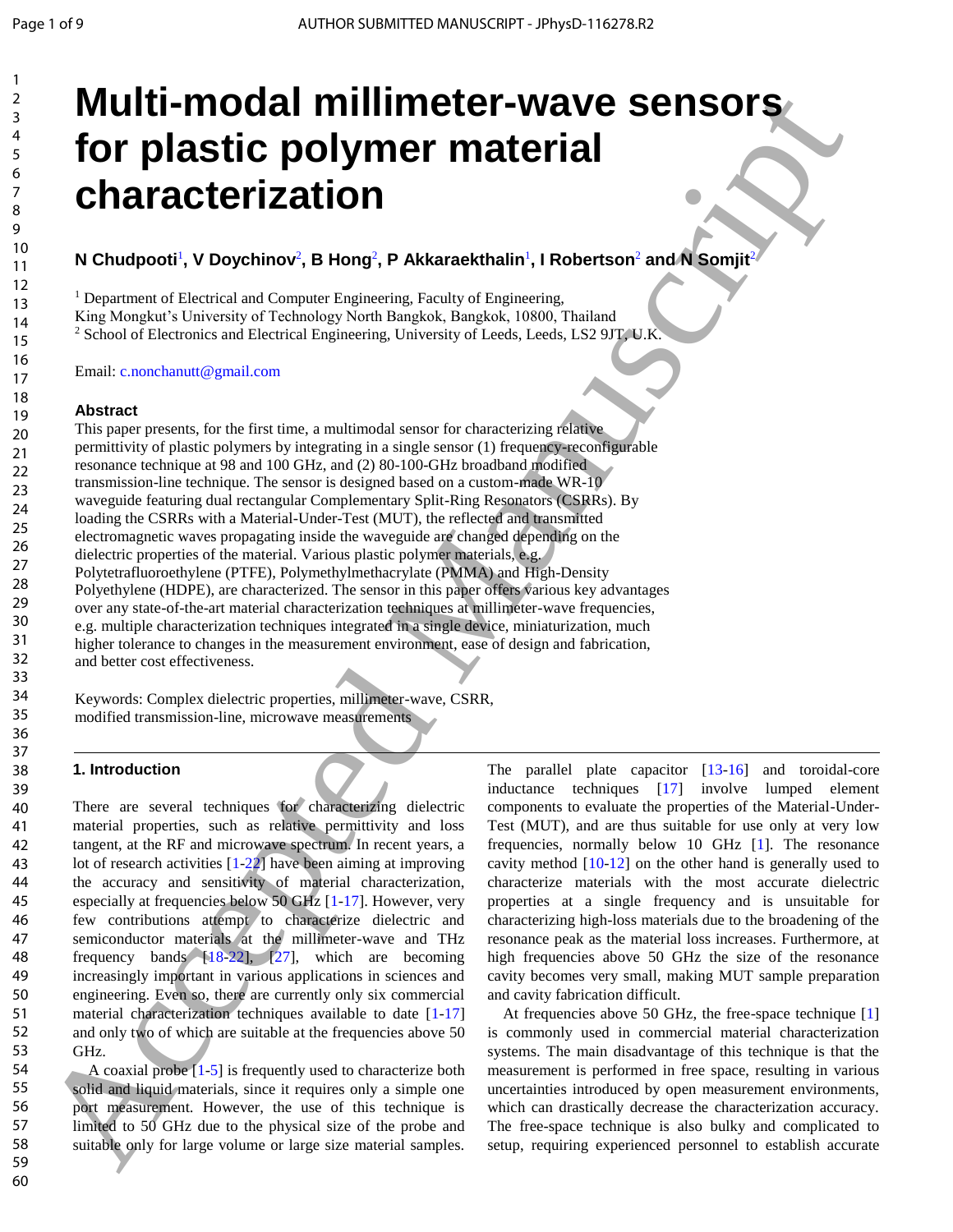# Multi-modal millimeter-wave sensors for plastic polymer material characterization

**N Chudpooti[1], V Doychinov[2], B Hong[2], P Akkaraekthalin[1], I Robertson[2] and N Somjit[2]**

[1] Department of Electrical and Computer Engineering, Faculty of Engineering, King Mongkut's University of Technology North Bangkok, Bangkok, 10800, Thailand
[2] School of Electronics and Electrical Engineering, University of Leeds, Leeds, LS2 9JT, U.K.

Email: c.nonchanutt@gmail.com

### Abstract

This paper presents, for the first time, a multimodal sensor for characterizing relative permittivity of plastic polymers by integrating in a single sensor (1) frequency-reconfigurable resonance technique at 98 and 100 GHz, and (2) 80-100-GHz broadband modified transmission-line technique. The sensor is designed based on a custom-made WR-10 waveguide featuring dual rectangular Complementary Split-Ring Resonators (CSRRs). By loading the CSRRs with a Material-Under-Test (MUT), the reflected and transmitted electromagnetic waves propagating inside the waveguide are changed depending on the dielectric properties of the material. Various plastic polymer materials, e.g. Polytetrafluoroethylene (PTFE), Polymethylmethacrylate (PMMA) and High-Density Polyethylene (HDPE), are characterized. The sensor in this paper offers various key advantages over any state-of-the-art material characterization techniques at millimeter-wave frequencies, e.g. multiple characterization techniques integrated in a single device, miniaturization, much higher tolerance to changes in the measurement environment, ease of design and fabrication, and better cost effectiveness.

Keywords: Complex dielectric properties, millimeter-wave, CSRR, modified transmission-line, microwave measurements

## 1. Introduction

There are several techniques for characterizing dielectric material properties, such as relative permittivity and loss tangent, at the RF and microwave spectrum. In recent years, a lot of research activities [1-22] have been aiming at improving the accuracy and sensitivity of material characterization, especially at frequencies below 50 GHz [1-17]. However, very few contributions attempt to characterize dielectric and semiconductor materials at the millimeter-wave and THz frequency bands [18-22], [27], which are becoming increasingly important in various applications in sciences and engineering. Even so, there are currently only six commercial material characterization techniques available to date [1-17] and only two of which are suitable at the frequencies above 50 GHz.

A coaxial probe [1-5] is frequently used to characterize both solid and liquid materials, since it requires only a simple one port measurement. However, the use of this technique is limited to 50 GHz due to the physical size of the probe and suitable only for large volume or large size material samples. The parallel plate capacitor [13-16] and toroidal-core inductance techniques [17] involve lumped element components to evaluate the properties of the Material-Under-Test (MUT), and are thus suitable for use only at very low frequencies, normally below 10 GHz [1]. The resonance cavity method [10-12] on the other hand is generally used to characterize materials with the most accurate dielectric properties at a single frequency and is unsuitable for characterizing high-loss materials due to the broadening of the resonance peak as the material loss increases. Furthermore, at high frequencies above 50 GHz the size of the resonance cavity becomes very small, making MUT sample preparation and cavity fabrication difficult.

At frequencies above 50 GHz, the free-space technique [1] is commonly used in commercial material characterization systems. The main disadvantage of this technique is that the measurement is performed in free space, resulting in various uncertainties introduced by open measurement environments, which can drastically decrease the characterization accuracy. The free-space technique is also bulky and complicated to setup, requiring experienced personnel to establish accurate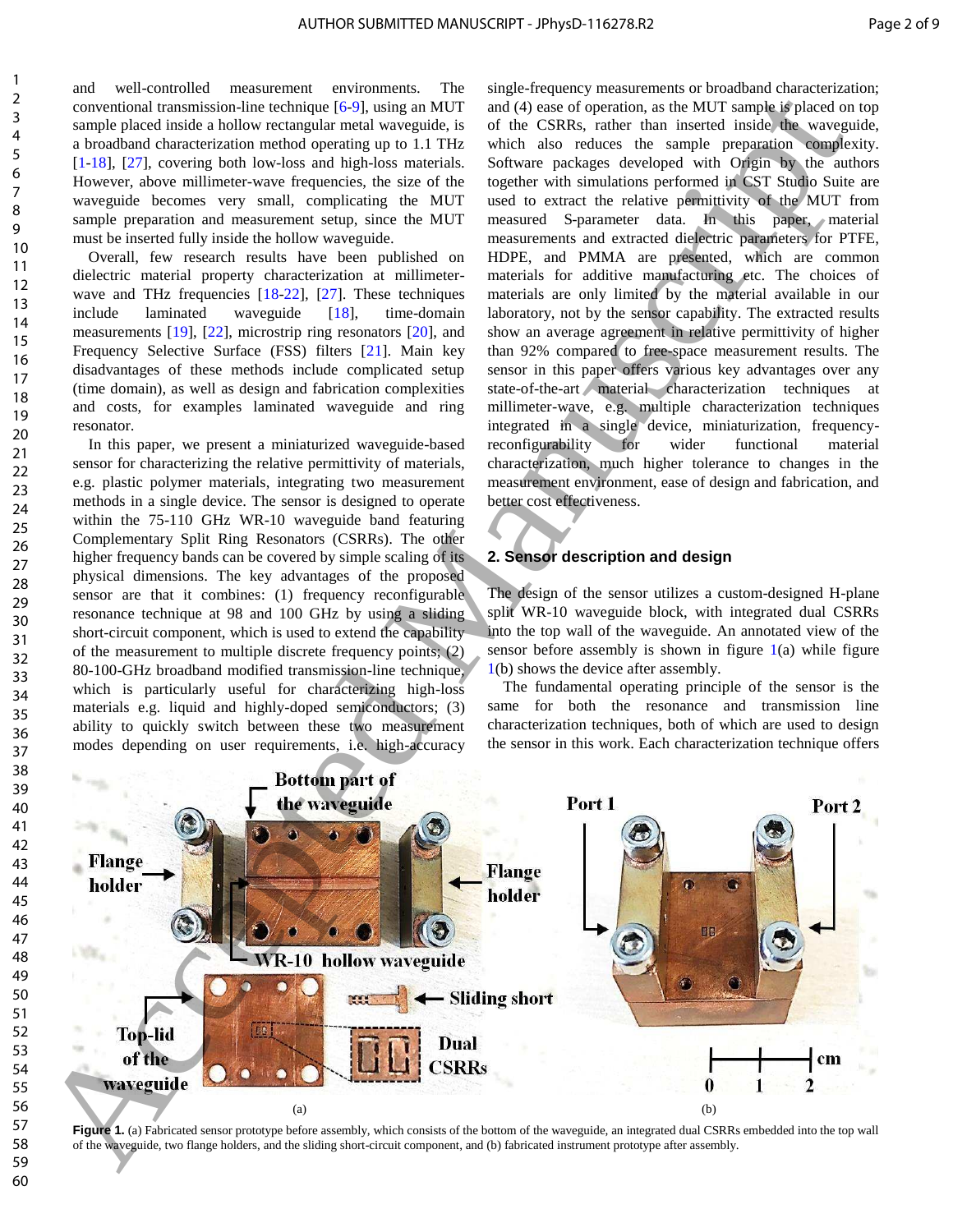and well-controlled measurement environments. The conventional transmission-line technique [6-9], using an MUT sample placed inside a hollow rectangular metal waveguide, is a broadband characterization method operating up to 1.1 THz [1-18], [27], covering both low-loss and high-loss materials. However, above millimeter-wave frequencies, the size of the waveguide becomes very small, complicating the MUT sample preparation and measurement setup, since the MUT must be inserted fully inside the hollow waveguide.

Overall, few research results have been published on dielectric material property characterization at millimeter-wave and THz frequencies [18-22], [27]. These techniques include laminated waveguide [18], time-domain measurements [19], [22], microstrip ring resonators [20], and Frequency Selective Surface (FSS) filters [21]. Main key disadvantages of these methods include complicated setup (time domain), as well as design and fabrication complexities and costs, for examples laminated waveguide and ring resonator.

In this paper, we present a miniaturized waveguide-based sensor for characterizing the relative permittivity of materials, e.g. plastic polymer materials, integrating two measurement methods in a single device. The sensor is designed to operate within the 75-110 GHz WR-10 waveguide band featuring Complementary Split Ring Resonators (CSRRs). The other higher frequency bands can be covered by simple scaling of its physical dimensions. The key advantages of the proposed sensor are that it combines: (1) frequency reconfigurable resonance technique at 98 and 100 GHz by using a sliding short-circuit component, which is used to extend the capability of the measurement to multiple discrete frequency points; (2) 80-100-GHz broadband modified transmission-line technique, which is particularly useful for characterizing high-loss materials e.g. liquid and highly-doped semiconductors; (3) ability to quickly switch between these two measurement modes depending on user requirements, i.e. high-accuracy single-frequency measurements or broadband characterization; and (4) ease of operation, as the MUT sample is placed on top of the CSRRs, rather than inserted inside the waveguide, which also reduces the sample preparation complexity. Software packages developed with Origin by the authors together with simulations performed in CST Studio Suite are used to extract the relative permittivity of the MUT from measured S-parameter data. In this paper, material measurements and extracted dielectric parameters for PTFE, HDPE, and PMMA are presented, which are common materials for additive manufacturing etc. The choices of materials are only limited by the material available in our laboratory, not by the sensor capability. The extracted results show an average agreement in relative permittivity of higher than 92% compared to free-space measurement results. The sensor in this paper offers various key advantages over any state-of-the-art material characterization techniques at millimeter-wave, e.g. multiple characterization techniques integrated in a single device, miniaturization, frequency-reconfigurability for wider functional material characterization, much higher tolerance to changes in the measurement environment, ease of design and fabrication, and better cost effectiveness.

## 2. Sensor description and design

The design of the sensor utilizes a custom-designed H-plane split WR-10 waveguide block, with integrated dual CSRRs into the top wall of the waveguide. An annotated view of the sensor before assembly is shown in figure 1(a) while figure 1(b) shows the device after assembly.

The fundamental operating principle of the sensor is the same for both the resonance and transmission line characterization techniques, both of which are used to design the sensor in this work. Each characterization technique offers

**Figure 1.** (a) Fabricated sensor prototype before assembly, which consists of the bottom of the waveguide, an integrated dual CSRRs embedded into the top wall of the waveguide, two flange holders, and the sliding short-circuit component, and (b) fabricated instrument prototype after assembly.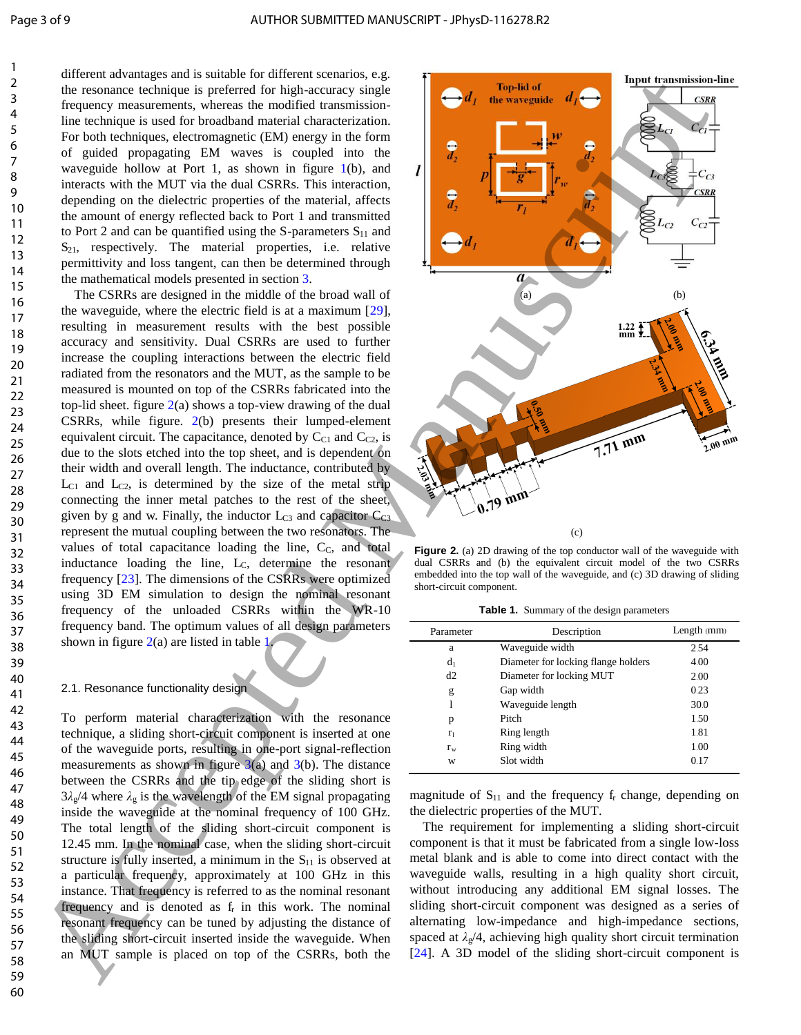different advantages and is suitable for different scenarios, e.g. the resonance technique is preferred for high-accuracy single frequency measurements, whereas the modified transmission-line technique is used for broadband material characterization. For both techniques, electromagnetic (EM) energy in the form of guided propagating EM waves is coupled into the waveguide hollow at Port 1, as shown in figure 1(b), and interacts with the MUT via the dual CSRRs. This interaction, depending on the dielectric properties of the material, affects the amount of energy reflected back to Port 1 and transmitted to Port 2 and can be quantified using the S-parameters $S_{11}$ and $S_{21}$, respectively. The material properties, i.e. relative permittivity and loss tangent, can then be determined through the mathematical models presented in section 3.

The CSRRs are designed in the middle of the broad wall of the waveguide, where the electric field is at a maximum [29], resulting in measurement results with the best possible accuracy and sensitivity. Dual CSRRs are used to further increase the coupling interactions between the electric field radiated from the resonators and the MUT, as the sample to be measured is mounted on top of the CSRRs fabricated into the top-lid sheet. figure 2(a) shows a top-view drawing of the dual CSRRs, while figure. 2(b) presents their lumped-element equivalent circuit. The capacitance, denoted by $C_{C1}$ and $C_{C2}$, is due to the slots etched into the top sheet, and is dependent on their width and overall length. The inductance, contributed by $L_{C1}$ and $L_{C2}$, is determined by the size of the metal strip connecting the inner metal patches to the rest of the sheet, given by g and w. Finally, the inductor $L_{C3}$ and capacitor $C_{C3}$ represent the mutual coupling between the two resonators. The values of total capacitance loading the line, $C_C$, and total inductance loading the line, $L_C$, determine the resonant frequency [23]. The dimensions of the CSRRs were optimized using 3D EM simulation to design the nominal resonant frequency of the unloaded CSRRs within the WR-10 frequency band. The optimum values of all design parameters shown in figure 2(a) are listed in table 1.

### 2.1. Resonance functionality design

To perform material characterization with the resonance technique, a sliding short-circuit component is inserted at one of the waveguide ports, resulting in one-port signal-reflection measurements as shown in figure 3(a) and 3(b). The distance between the CSRRs and the tip edge of the sliding short is $3\lambda_g/4$ where $\lambda_g$ is the wavelength of the EM signal propagating inside the waveguide at the nominal frequency of 100 GHz. The total length of the sliding short-circuit component is 12.45 mm. In the nominal case, when the sliding short-circuit structure is fully inserted, a minimum in the $S_{11}$ is observed at a particular frequency, approximately at 100 GHz in this instance. That frequency is referred to as the nominal resonant frequency and is denoted as $f_r$ in this work. The nominal resonant frequency can be tuned by adjusting the distance of the sliding short-circuit inserted inside the waveguide. When an MUT sample is placed on top of the CSRRs, both the magnitude of $S_{11}$ and the frequency $f_r$ change, depending on the dielectric properties of the MUT.

**Figure 2.** (a) 2D drawing of the top conductor wall of the waveguide with dual CSRRs and (b) the equivalent circuit model of the two CSRRs embedded into the top wall of the waveguide, and (c) 3D drawing of sliding short-circuit component.

**Table 1.** Summary of the design parameters

| Parameter | Description | Length (mm) |
|---|---|---|
| a | Waveguide width | 2.54 |
| $d_1$ | Diameter for locking flange holders | 4.00 |
| d2 | Diameter for locking MUT | 2.00 |
| g | Gap width | 0.23 |
| l | Waveguide length | 30.0 |
| p | Pitch | 1.50 |
| $r_l$ | Ring length | 1.81 |
| $r_w$ | Ring width | 1.00 |
| w | Slot width | 0.17 |

The requirement for implementing a sliding short-circuit component is that it must be fabricated from a single low-loss metal blank and is able to come into direct contact with the waveguide walls, resulting in a high quality short circuit, without introducing any additional EM signal losses. The sliding short-circuit component was designed as a series of alternating low-impedance and high-impedance sections, spaced at $\lambda_g/4$, achieving high quality short circuit termination [24]. A 3D model of the sliding short-circuit component is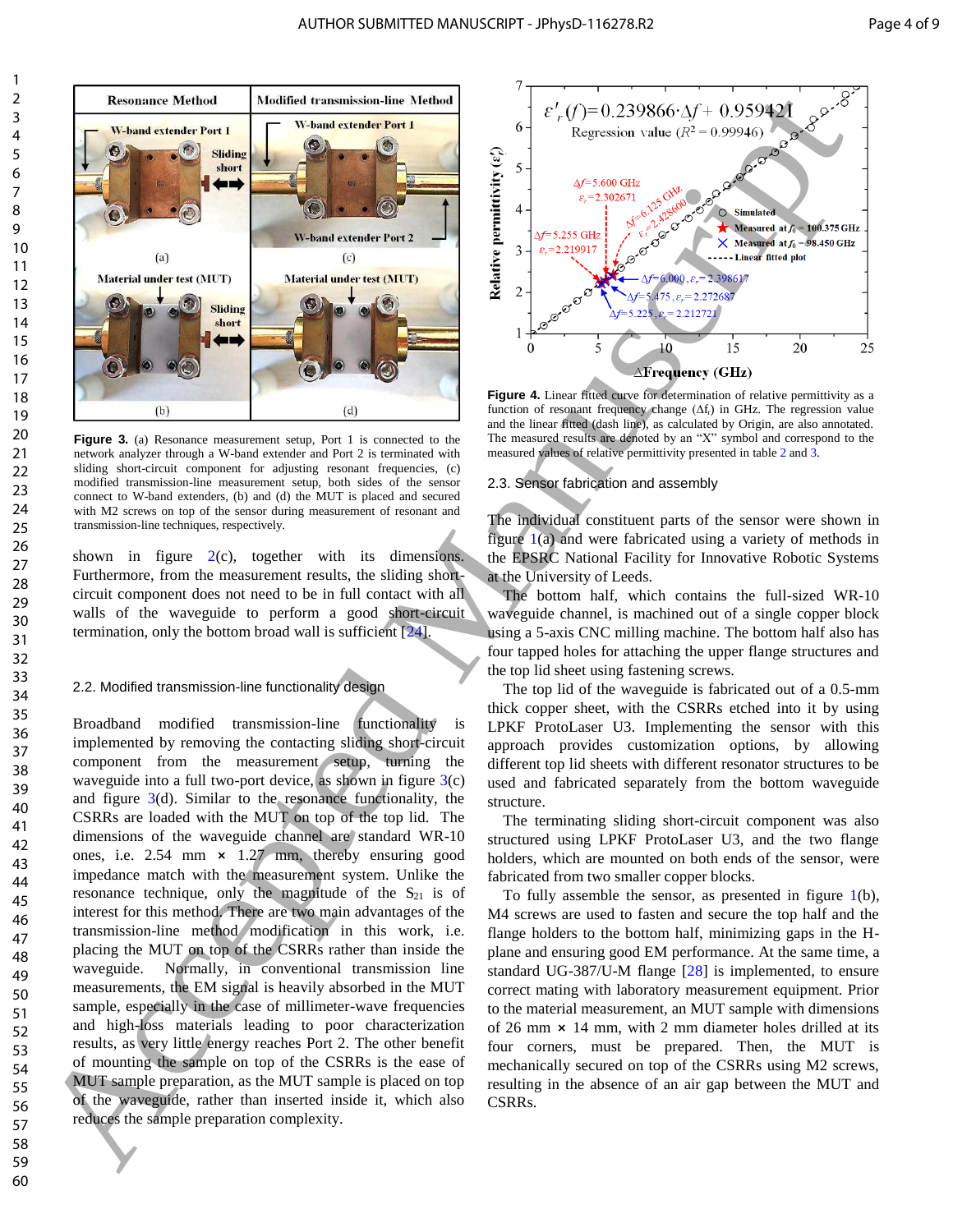Figure 3. (a) Resonance measurement setup, Port 1 is connected to the network analyzer through a W-band extender and Port 2 is terminated with sliding short-circuit component for adjusting resonant frequencies, (c) modified transmission-line measurement setup, both sides of the sensor connect to W-band extenders, (b) and (d) the MUT is placed and secured with M2 screws on top of the sensor during measurement of resonant and transmission-line techniques, respectively.

shown in figure 2(c), together with its dimensions. Furthermore, from the measurement results, the sliding short-circuit component does not need to be in full contact with all walls of the waveguide to perform a good short-circuit termination, only the bottom broad wall is sufficient [24].

### 2.2. Modified transmission-line functionality design

Broadband modified transmission-line functionality is implemented by removing the contacting sliding short-circuit component from the measurement setup, turning the waveguide into a full two-port device, as shown in figure 3(c) and figure 3(d). Similar to the resonance functionality, the CSRRs are loaded with the MUT on top of the top lid. The dimensions of the waveguide channel are standard WR-10 ones, i.e. 2.54 mm × 1.27 mm, thereby ensuring good impedance match with the measurement system. Unlike the resonance technique, only the magnitude of the $S_{21}$ is of interest for this method. There are two main advantages of the transmission-line method modification in this work, i.e. placing the MUT on top of the CSRRs rather than inside the waveguide. Normally, in conventional transmission line measurements, the EM signal is heavily absorbed in the MUT sample, especially in the case of millimeter-wave frequencies and high-loss materials leading to poor characterization results, as very little energy reaches Port 2. The other benefit of mounting the sample on top of the CSRRs is the ease of MUT sample preparation, as the MUT sample is placed on top of the waveguide, rather than inserted inside it, which also reduces the sample preparation complexity.

Figure 4. Linear fitted curve for determination of relative permittivity as a function of resonant frequency change ($\Delta f_r$) in GHz. The regression value and the linear fitted (dash line), as calculated by Origin, are also annotated. The measured results are denoted by an "X" symbol and correspond to the measured values of relative permittivity presented in table 2 and 3.

### 2.3. Sensor fabrication and assembly

The individual constituent parts of the sensor were shown in figure 1(a) and were fabricated using a variety of methods in the EPSRC National Facility for Innovative Robotic Systems at the University of Leeds.

The bottom half, which contains the full-sized WR-10 waveguide channel, is machined out of a single copper block using a 5-axis CNC milling machine. The bottom half also has four tapped holes for attaching the upper flange structures and the top lid sheet using fastening screws.

The top lid of the waveguide is fabricated out of a 0.5-mm thick copper sheet, with the CSRRs etched into it by using LPKF ProtoLaser U3. Implementing the sensor with this approach provides customization options, by allowing different top lid sheets with different resonator structures to be used and fabricated separately from the bottom waveguide structure.

The terminating sliding short-circuit component was also structured using LPKF ProtoLaser U3, and the two flange holders, which are mounted on both ends of the sensor, were fabricated from two smaller copper blocks.

To fully assemble the sensor, as presented in figure 1(b), M4 screws are used to fasten and secure the top half and the flange holders to the bottom half, minimizing gaps in the H-plane and ensuring good EM performance. At the same time, a standard UG-387/U-M flange [28] is implemented, to ensure correct mating with laboratory measurement equipment. Prior to the material measurement, an MUT sample with dimensions of 26 mm × 14 mm, with 2 mm diameter holes drilled at its four corners, must be prepared. Then, the MUT is mechanically secured on top of the CSRRs using M2 screws, resulting in the absence of an air gap between the MUT and CSRRs.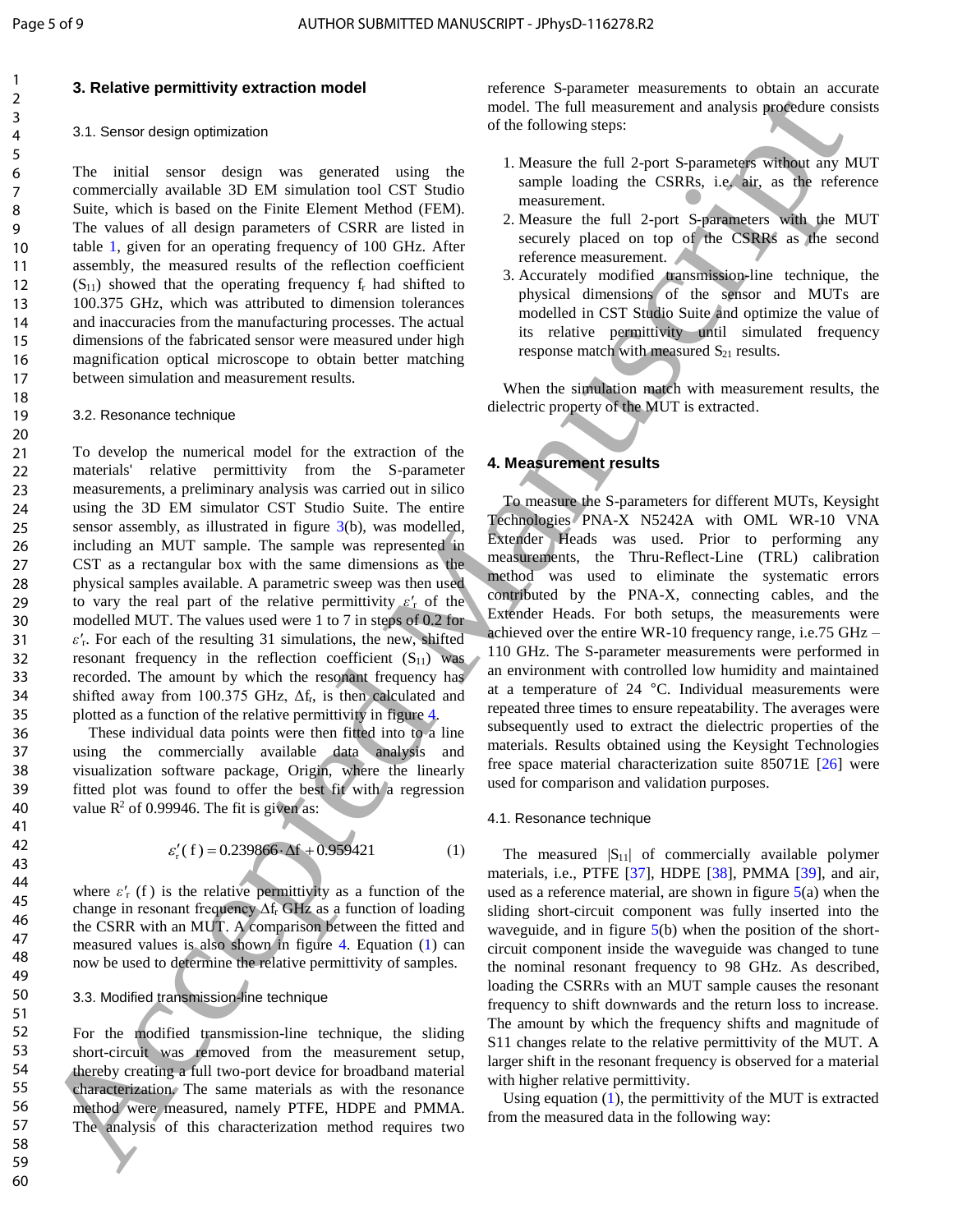## 3. Relative permittivity extraction model

### 3.1. Sensor design optimization

The initial sensor design was generated using the commercially available 3D EM simulation tool CST Studio Suite, which is based on the Finite Element Method (FEM). The values of all design parameters of CSRR are listed in table 1, given for an operating frequency of 100 GHz. After assembly, the measured results of the reflection coefficient ($S_{11}$) showed that the operating frequency $f_r$ had shifted to 100.375 GHz, which was attributed to dimension tolerances and inaccuracies from the manufacturing processes. The actual dimensions of the fabricated sensor were measured under high magnification optical microscope to obtain better matching between simulation and measurement results.

### 3.2. Resonance technique

To develop the numerical model for the extraction of the materials' relative permittivity from the S-parameter measurements, a preliminary analysis was carried out in silico using the 3D EM simulator CST Studio Suite. The entire sensor assembly, as illustrated in figure 3(b), was modelled, including an MUT sample. The sample was represented in CST as a rectangular box with the same dimensions as the physical samples available. A parametric sweep was then used to vary the real part of the relative permittivity $\varepsilon'_r$ of the modelled MUT. The values used were 1 to 7 in steps of 0.2 for $\varepsilon'_r$. For each of the resulting 31 simulations, the new, shifted resonant frequency in the reflection coefficient ($S_{11}$) was recorded. The amount by which the resonant frequency has shifted away from 100.375 GHz, $\Delta f_r$, is then calculated and plotted as a function of the relative permittivity in figure 4.

These individual data points were then fitted into to a line using the commercially available data analysis and visualization software package, Origin, where the linearly fitted plot was found to offer the best fit with a regression value $R^2$ of 0.99946. The fit is given as:

$$\varepsilon'_r(f) = 0.239866 \cdot \Delta f + 0.959421 \tag{1}$$

where $\varepsilon'_r(f)$ is the relative permittivity as a function of the change in resonant frequency $\Delta f_r$ GHz as a function of loading the CSRR with an MUT. A comparison between the fitted and measured values is also shown in figure 4. Equation (1) can now be used to determine the relative permittivity of samples.

### 3.3. Modified transmission-line technique

For the modified transmission-line technique, the sliding short-circuit was removed from the measurement setup, thereby creating a full two-port device for broadband material characterization. The same materials as with the resonance method were measured, namely PTFE, HDPE and PMMA. The analysis of this characterization method requires two reference S-parameter measurements to obtain an accurate model. The full measurement and analysis procedure consists of the following steps:

1. Measure the full 2-port S-parameters without any MUT sample loading the CSRRs, i.e. air, as the reference measurement.
2. Measure the full 2-port S-parameters with the MUT securely placed on top of the CSRRs as the second reference measurement.
3. Accurately modified transmission-line technique, the physical dimensions of the sensor and MUTs are modelled in CST Studio Suite and optimize the value of its relative permittivity until simulated frequency response match with measured $S_{21}$ results.

When the simulation match with measurement results, the dielectric property of the MUT is extracted.

## 4. Measurement results

To measure the S-parameters for different MUTs, Keysight Technologies PNA-X N5242A with OML WR-10 VNA Extender Heads was used. Prior to performing any measurements, the Thru-Reflect-Line (TRL) calibration method was used to eliminate the systematic errors contributed by the PNA-X, connecting cables, and the Extender Heads. For both setups, the measurements were achieved over the entire WR-10 frequency range, i.e.75 GHz – 110 GHz. The S-parameter measurements were performed in an environment with controlled low humidity and maintained at a temperature of 24 °C. Individual measurements were repeated three times to ensure repeatability. The averages were subsequently used to extract the dielectric properties of the materials. Results obtained using the Keysight Technologies free space material characterization suite 85071E [26] were used for comparison and validation purposes.

### 4.1. Resonance technique

The measured $|S_{11}|$ of commercially available polymer materials, i.e., PTFE [37], HDPE [38], PMMA [39], and air, used as a reference material, are shown in figure 5(a) when the sliding short-circuit component was fully inserted into the waveguide, and in figure 5(b) when the position of the short-circuit component inside the waveguide was changed to tune the nominal resonant frequency to 98 GHz. As described, loading the CSRRs with an MUT sample causes the resonant frequency to shift downwards and the return loss to increase. The amount by which the frequency shifts and magnitude of S11 changes relate to the relative permittivity of the MUT. A larger shift in the resonant frequency is observed for a material with higher relative permittivity.

Using equation (1), the permittivity of the MUT is extracted from the measured data in the following way: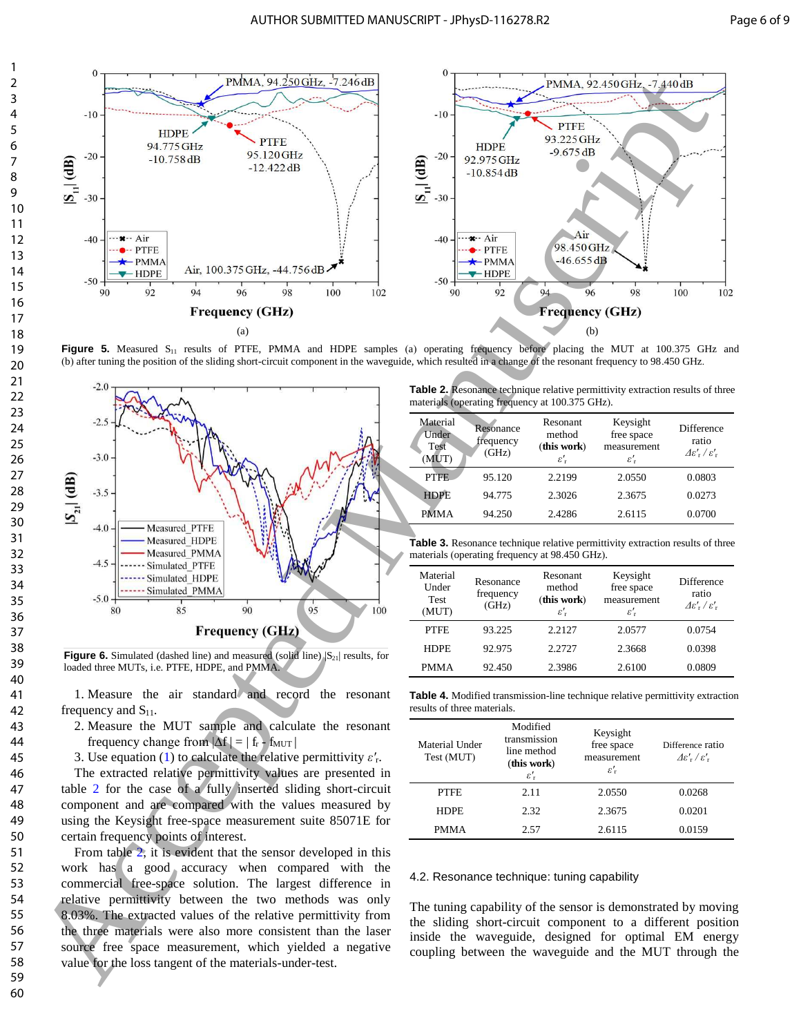**Figure 5.** Measured $S_{11}$ results of PTFE, PMMA and HDPE samples (a) operating frequency before placing the MUT at 100.375 GHz and (b) after tuning the position of the sliding short-circuit component in the waveguide, which resulted in a change of the resonant frequency to 98.450 GHz.

**Figure 6.** Simulated (dashed line) and measured (solid line) $|S_{21}|$ results, for loaded three MUTs, i.e. PTFE, HDPE, and PMMA.

1. Measure the air standard and record the resonant frequency and $S_{11}$.
2. Measure the MUT sample and calculate the resonant frequency change from $|\Delta f| = |f_r - f_{MUT}|$
3. Use equation (1) to calculate the relative permittivity $\varepsilon'_r$.

The extracted relative permittivity values are presented in table 2 for the case of a fully inserted sliding short-circuit component and are compared with the values measured by using the Keysight free-space measurement suite 85071E for certain frequency points of interest.

From table 2, it is evident that the sensor developed in this work has a good accuracy when compared with the commercial free-space solution. The largest difference in relative permittivity between the two methods was only 8.03%. The extracted values of the relative permittivity from the three materials were also more consistent than the laser source free space measurement, which yielded a negative value for the loss tangent of the materials-under-test.

**Table 2.** Resonance technique relative permittivity extraction results of three materials (operating frequency at 100.375 GHz).

| Material Under Test (MUT) | Resonance frequency (GHz) | Resonant method (**this work**) $\varepsilon'_r$ | Keysight free space measurement $\varepsilon'_r$ | Difference ratio $\Delta\varepsilon'_r/\varepsilon'_r$ |
|---|---|---|---|---|
| PTFE | 95.120 | 2.2199 | 2.0550 | 0.0803 |
| HDPE | 94.775 | 2.3026 | 2.3675 | 0.0273 |
| PMMA | 94.250 | 2.4286 | 2.6115 | 0.0700 |

**Table 3.** Resonance technique relative permittivity extraction results of three materials (operating frequency at 98.450 GHz).

| Material Under Test (MUT) | Resonance frequency (GHz) | Resonant method (**this work**) $\varepsilon'_r$ | Keysight free space measurement $\varepsilon'_r$ | Difference ratio $\Delta\varepsilon'_r/\varepsilon'_r$ |
|---|---|---|---|---|
| PTFE | 93.225 | 2.2127 | 2.0577 | 0.0754 |
| HDPE | 92.975 | 2.2727 | 2.3668 | 0.0398 |
| PMMA | 92.450 | 2.3986 | 2.6100 | 0.0809 |

**Table 4.** Modified transmission-line technique relative permittivity extraction results of three materials.

| Material Under Test (MUT) | Modified transmission line method (**this work**) $\varepsilon'_r$ | Keysight free space measurement $\varepsilon'_r$ | Difference ratio $\Delta\varepsilon'_r/\varepsilon'_r$ |
|---|---|---|---|
| PTFE | 2.11 | 2.0550 | 0.0268 |
| HDPE | 2.32 | 2.3675 | 0.0201 |
| PMMA | 2.57 | 2.6115 | 0.0159 |

### 4.2. Resonance technique: tuning capability

The tuning capability of the sensor is demonstrated by moving the sliding short-circuit component to a different position inside the waveguide, designed for optimal EM energy coupling between the waveguide and the MUT through the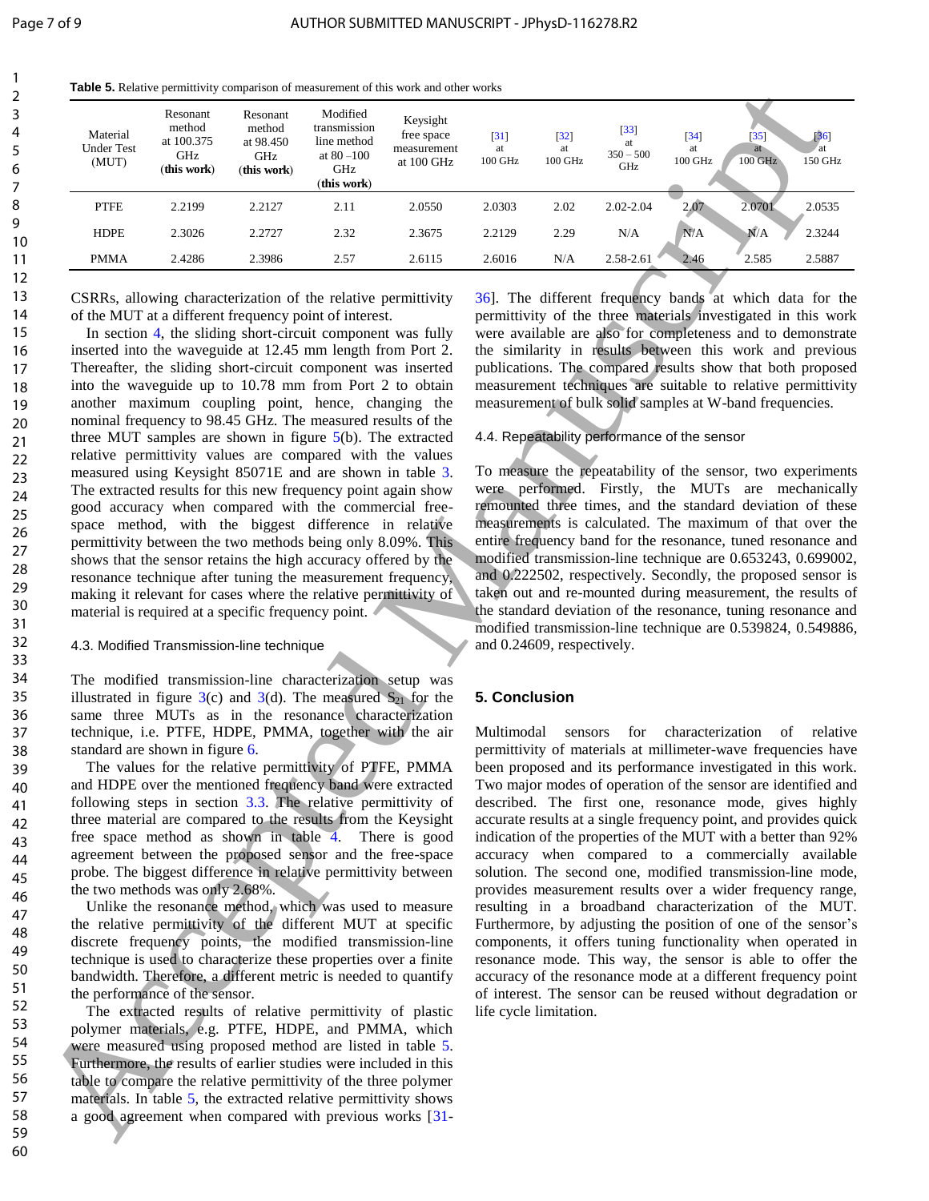**Table 5.** Relative permittivity comparison of measurement of this work and other works

| Material Under Test (MUT) | Resonant method at 100.375 GHz (**this work**) | Resonant method at 98.450 GHz (**this work**) | Modified transmission line method at 80 –100 GHz (**this work**) | Keysight free space measurement at 100 GHz | [31] at 100 GHz | [32] at 100 GHz | [33] at 350 – 500 GHz | [34] at 100 GHz | [35] at 100 GHz | [36] at 150 GHz |
|---|---|---|---|---|---|---|---|---|---|---|
| PTFE | 2.2199 | 2.2127 | 2.11 | 2.0550 | 2.0303 | 2.02 | 2.02-2.04 | 2.07 | 2.0701 | 2.0535 |
| HDPE | 2.3026 | 2.2727 | 2.32 | 2.3675 | 2.2129 | 2.29 | N/A | N/A | N/A | 2.3244 |
| PMMA | 2.4286 | 2.3986 | 2.57 | 2.6115 | 2.6016 | N/A | 2.58-2.61 | 2.46 | 2.585 | 2.5887 |

CSRRs, allowing characterization of the relative permittivity of the MUT at a different frequency point of interest.

In section 4, the sliding short-circuit component was fully inserted into the waveguide at 12.45 mm length from Port 2. Thereafter, the sliding short-circuit component was inserted into the waveguide up to 10.78 mm from Port 2 to obtain another maximum coupling point, hence, changing the nominal frequency to 98.45 GHz. The measured results of the three MUT samples are shown in figure 5(b). The extracted relative permittivity values are compared with the values measured using Keysight 85071E and are shown in table 3. The extracted results for this new frequency point again show good accuracy when compared with the commercial free-space method, with the biggest difference in relative permittivity between the two methods being only 8.09%. This shows that the sensor retains the high accuracy offered by the resonance technique after tuning the measurement frequency, making it relevant for cases where the relative permittivity of material is required at a specific frequency point.

### 4.3. Modified Transmission-line technique

The modified transmission-line characterization setup was illustrated in figure 3(c) and 3(d). The measured $S_{21}$ for the same three MUTs as in the resonance characterization technique, i.e. PTFE, HDPE, PMMA, together with the air standard are shown in figure 6.

The values for the relative permittivity of PTFE, PMMA and HDPE over the mentioned frequency band were extracted following steps in section 3.3. The relative permittivity of three material are compared to the results from the Keysight free space method as shown in table 4. There is good agreement between the proposed sensor and the free-space probe. The biggest difference in relative permittivity between the two methods was only 2.68%.

Unlike the resonance method, which was used to measure the relative permittivity of the different MUT at specific discrete frequency points, the modified transmission-line technique is used to characterize these properties over a finite bandwidth. Therefore, a different metric is needed to quantify the performance of the sensor.

The extracted results of relative permittivity of plastic polymer materials, e.g. PTFE, HDPE, and PMMA, which were measured using proposed method are listed in table 5. Furthermore, the results of earlier studies were included in this table to compare the relative permittivity of the three polymer materials. In table 5, the extracted relative permittivity shows a good agreement when compared with previous works [31-36]. The different frequency bands at which data for the permittivity of the three materials investigated in this work were available are also for completeness and to demonstrate the similarity in results between this work and previous publications. The compared results show that both proposed measurement techniques are suitable to relative permittivity measurement of bulk solid samples at W-band frequencies.

### 4.4. Repeatability performance of the sensor

To measure the repeatability of the sensor, two experiments were performed. Firstly, the MUTs are mechanically remounted three times, and the standard deviation of these measurements is calculated. The maximum of that over the entire frequency band for the resonance, tuned resonance and modified transmission-line technique are 0.653243, 0.699002, and 0.222502, respectively. Secondly, the proposed sensor is taken out and re-mounted during measurement, the results of the standard deviation of the resonance, tuning resonance and modified transmission-line technique are 0.539824, 0.549886, and 0.24609, respectively.

## 5. Conclusion

Multimodal sensors for characterization of relative permittivity of materials at millimeter-wave frequencies have been proposed and its performance investigated in this work. Two major modes of operation of the sensor are identified and described. The first one, resonance mode, gives highly accurate results at a single frequency point, and provides quick indication of the properties of the MUT with a better than 92% accuracy when compared to a commercially available solution. The second one, modified transmission-line mode, provides measurement results over a wider frequency range, resulting in a broadband characterization of the MUT. Furthermore, by adjusting the position of one of the sensor's components, it offers tuning functionality when operated in resonance mode. This way, the sensor is able to offer the accuracy of the resonance mode at a different frequency point of interest. The sensor can be reused without degradation or life cycle limitation.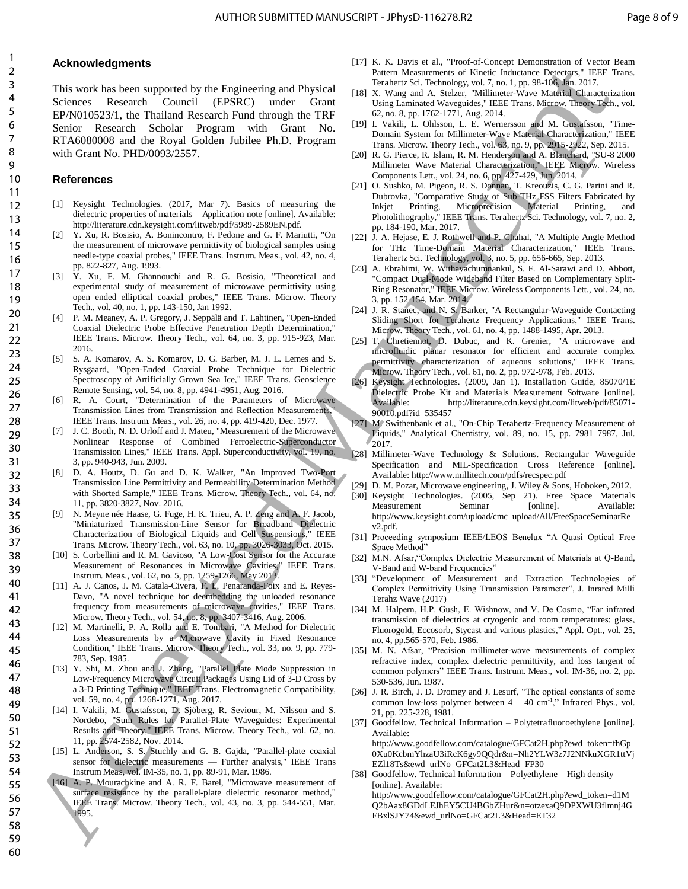## Acknowledgments

This work has been supported by the Engineering and Physical Sciences Research Council (EPSRC) under Grant EP/N010523/1, the Thailand Research Fund through the TRF Senior Research Scholar Program with Grant No. RTA6080008 and the Royal Golden Jubilee Ph.D. Program with Grant No. PHD/0093/2557.

## References

[1] Keysight Technologies. (2017, Mar 7). Basics of measuring the dielectric properties of materials – Application note [online]. Available: http://literature.cdn.keysight.com/litweb/pdf/5989-2589EN.pdf.

[2] Y. Xu, R. Bosisio, A. Bonincontro, F. Pedone and G. F. Mariutti, "On the measurement of microwave permittivity of biological samples using needle-type coaxial probes," IEEE Trans. Instrum. Meas., vol. 42, no. 4, pp. 822-827, Aug. 1993.

[3] Y. Xu, F. M. Ghannouchi and R. G. Bosisio, "Theoretical and experimental study of measurement of microwave permittivity using open ended elliptical coaxial probes," IEEE Trans. Microw. Theory Tech., vol. 40, no. 1, pp. 143-150, Jan 1992.

[4] P. M. Meaney, A. P. Gregory, J. Seppälä and T. Lahtinen, "Open-Ended Coaxial Dielectric Probe Effective Penetration Depth Determination," IEEE Trans. Microw. Theory Tech., vol. 64, no. 3, pp. 915-923, Mar. 2016.

[5] S. A. Komarov, A. S. Komarov, D. G. Barber, M. J. L. Lemes and S. Rysgaard, "Open-Ended Coaxial Probe Technique for Dielectric Spectroscopy of Artificially Grown Sea Ice," IEEE Trans. Geoscience Remote Sensing, vol. 54, no. 8, pp. 4941-4951, Aug. 2016.

[6] R. A. Court, "Determination of the Parameters of Microwave Transmission Lines from Transmission and Reflection Measurements," IEEE Trans. Instrum. Meas., vol. 26, no. 4, pp. 419-420, Dec. 1977.

[7] J. C. Booth, N. D. Orloff and J. Mateu, "Measurement of the Microwave Nonlinear Response of Combined Ferroelectric-Superconductor Transmission Lines," IEEE Trans. Appl. Superconductivity, vol. 19, no. 3, pp. 940-943, Jun. 2009.

[8] D. A. Houtz, D. Gu and D. K. Walker, "An Improved Two-Port Transmission Line Permittivity and Permeability Determination Method with Shorted Sample," IEEE Trans. Microw. Theory Tech., vol. 64, no. 11, pp. 3820-3827, Nov. 2016.

[9] N. Meyne née Haase, G. Fuge, H. K. Trieu, A. P. Zeng and A. F. Jacob, "Miniaturized Transmission-Line Sensor for Broadband Dielectric Characterization of Biological Liquids and Cell Suspensions," IEEE Trans. Microw. Theory Tech., vol. 63, no. 10, pp. 3026-3033, Oct. 2015.

[10] S. Corbellini and R. M. Gavioso, "A Low-Cost Sensor for the Accurate Measurement of Resonances in Microwave Cavities," IEEE Trans. Instrum. Meas., vol. 62, no. 5, pp. 1259-1266, May 2013.

[11] A. J. Canos, J. M. Catala-Civera, F. L. Penaranda-Foix and E. Reyes-Davo, "A novel technique for deembedding the unloaded resonance frequency from measurements of microwave cavities," IEEE Trans. Microw. Theory Tech., vol. 54, no. 8, pp. 3407-3416, Aug. 2006.

[12] M. Martinelli, P. A. Rolla and E. Tombari, "A Method for Dielectric Loss Measurements by a Microwave Cavity in Fixed Resonance Condition," IEEE Trans. Microw. Theory Tech., vol. 33, no. 9, pp. 779-783, Sep. 1985.

[13] Y. Shi, M. Zhou and J. Zhang, "Parallel Plate Mode Suppression in Low-Frequency Microwave Circuit Packages Using Lid of 3-D Cross by a 3-D Printing Technique," IEEE Trans. Electromagnetic Compatibility, vol. 59, no. 4, pp. 1268-1271, Aug. 2017.

[14] I. Vakili, M. Gustafsson, D. Sjöberg, R. Seviour, M. Nilsson and S. Nordebo, "Sum Rules for Parallel-Plate Waveguides: Experimental Results and Theory," IEEE Trans. Microw. Theory Tech., vol. 62, no. 11, pp. 2574-2582, Nov. 2014.

[15] L. Anderson, S. S. Stuchly and G. B. Gajda, "Parallel-plate coaxial sensor for dielectric measurements — Further analysis," IEEE Trans Instrum Meas, vol. IM-35, no. 1, pp. 89-91, Mar. 1986.

[16] A. P. Mourachkine and A. R. F. Barel, "Microwave measurement of surface resistance by the parallel-plate dielectric resonator method," IEEE Trans. Microw. Theory Tech., vol. 43, no. 3, pp. 544-551, Mar. 1995.

[17] K. K. Davis et al., "Proof-of-Concept Demonstration of Vector Beam Pattern Measurements of Kinetic Inductance Detectors," IEEE Trans. Terahertz Sci. Technology, vol. 7, no. 1, pp. 98-106, Jan. 2017.

[18] X. Wang and A. Stelzer, "Millimeter-Wave Material Characterization Using Laminated Waveguides," IEEE Trans. Microw. Theory Tech., vol. 62, no. 8, pp. 1762-1771, Aug. 2014.

[19] I. Vakili, L. Ohlsson, L. E. Wernersson and M. Gustafsson, "Time-Domain System for Millimeter-Wave Material Characterization," IEEE Trans. Microw. Theory Tech., vol. 63, no. 9, pp. 2915-2922, Sep. 2015.

[20] R. G. Pierce, R. Islam, R. M. Henderson and A. Blanchard, "SU-8 2000 Millimeter Wave Material Characterization," IEEE Microw. Wireless Components Lett., vol. 24, no. 6, pp. 427-429, Jun. 2014.

[21] O. Sushko, M. Pigeon, R. S. Donnan, T. Kreouzis, C. G. Parini and R. Dubrovka, "Comparative Study of Sub-THz FSS Filters Fabricated by Inkjet Printing, Microprecision Material Printing, and Photolithography," IEEE Trans. Terahertz Sci. Technology, vol. 7, no. 2, pp. 184-190, Mar. 2017.

[22] J. A. Hejase, E. J. Rothwell and P. Chahal, "A Multiple Angle Method for THz Time-Domain Material Characterization," IEEE Trans. Terahertz Sci. Technology, vol. 3, no. 5, pp. 656-665, Sep. 2013.

[23] A. Ebrahimi, W. Withayachumnankul, S. F. Al-Sarawi and D. Abbott, "Compact Dual-Mode Wideband Filter Based on Complementary Split-Ring Resonator," IEEE Microw. Wireless Components Lett., vol. 24, no. 3, pp. 152-154, Mar. 2014.

[24] J. R. Stanec, and N. S. Barker, "A Rectangular-Waveguide Contacting Sliding Short for Terahertz Frequency Applications," IEEE Trans. Microw. Theory Tech., vol. 61, no. 4, pp. 1488-1495, Apr. 2013.

[25] T. Chretiennot, D. Dubuc, and K. Grenier, "A microwave and microfluidic planar resonator for efficient and accurate complex permittivity characterization of aqueous solutions," IEEE Trans. Microw. Theory Tech., vol. 61, no. 2, pp. 972-978, Feb. 2013.

[26] Keysight Technologies. (2009, Jan 1). Installation Guide, 85070/1E Dielectric Probe Kit and Materials Measurement Software [online]. Available: http://literature.cdn.keysight.com/litweb/pdf/85071-90010.pdf?id=535457

[27] M. Swithenbank et al., "On-Chip Terahertz-Frequency Measurement of Liquids," Analytical Chemistry, vol. 89, no. 15, pp. 7981–7987, Jul. 2017.

[28] Millimeter-Wave Technology & Solutions. Rectangular Waveguide Specification and MIL-Specification Cross Reference [online]. Available: http://www.millitech.com/pdfs/recspec.pdf

[29] D. M. Pozar, Microwave engineering, J. Wiley & Sons, Hoboken, 2012.

[30] Keysight Technologies. (2005, Sep 21). Free Space Materials Measurement Seminar [online]. Available: http://www.keysight.com/upload/cmc_upload/All/FreeSpaceSeminarRev2.pdf.

[31] Proceeding symposium IEEE/LEOS Benelux "A Quasi Optical Free Space Method"

[32] M.N. Afsar,"Complex Dielectric Measurement of Materials at Q-Band, V-Band and W-band Frequencies"

[33] "Development of Measurement and Extraction Technologies of Complex Permittivity Using Transmission Parameter", J. Inrared Milli Terahz Wave (2017)

[34] M. Halpern, H.P. Gush, E. Wishnow, and V. De Cosmo, "Far infrared transmission of dielectrics at cryogenic and room temperatures: glass, Fluorogold, Eccosorb, Stycast and various plastics," Appl. Opt., vol. 25, no. 4, pp.565-570, Feb. 1986.

[35] M. N. Afsar, "Precision millimeter-wave measurements of complex refractive index, complex dielectric permittivity, and loss tangent of common polymers" IEEE Trans. Instrum. Meas., vol. IM-36, no. 2, pp. 530-536, Jun. 1987.

[36] J. R. Birch, J. D. Dromey and J. Lesurf, "The optical constants of some common low-loss polymer between 4 – 40 $cm^{-1}$," Infrared Phys., vol. 21, pp. 225-228, 1981.

[37] Goodfellow. Technical Information – Polytetrafluoroethylene [online]. Available: http://www.goodfellow.com/catalogue/GFCat2H.php?ewd_token=fhGp0Xu0KcbmYhzaU3iRcK6gy9QQdr&n=Nh2YLW3z7J2NNkuXGR1ttVjEZl18Ts&ewd_urlNo=GFCat2L3&Head=FP30

[38] Goodfellow. Technical Information – Polyethylene – High density [online]. Available: http://www.goodfellow.com/catalogue/GFCat2H.php?ewd_token=d1MQ2bAax8GDdLEJhEY5CU4BGbZHur&n=otzexaQ9DPXWU3flmnj4GFBxlSJY74&ewd_urlNo=GFCat2L3&Head=ET32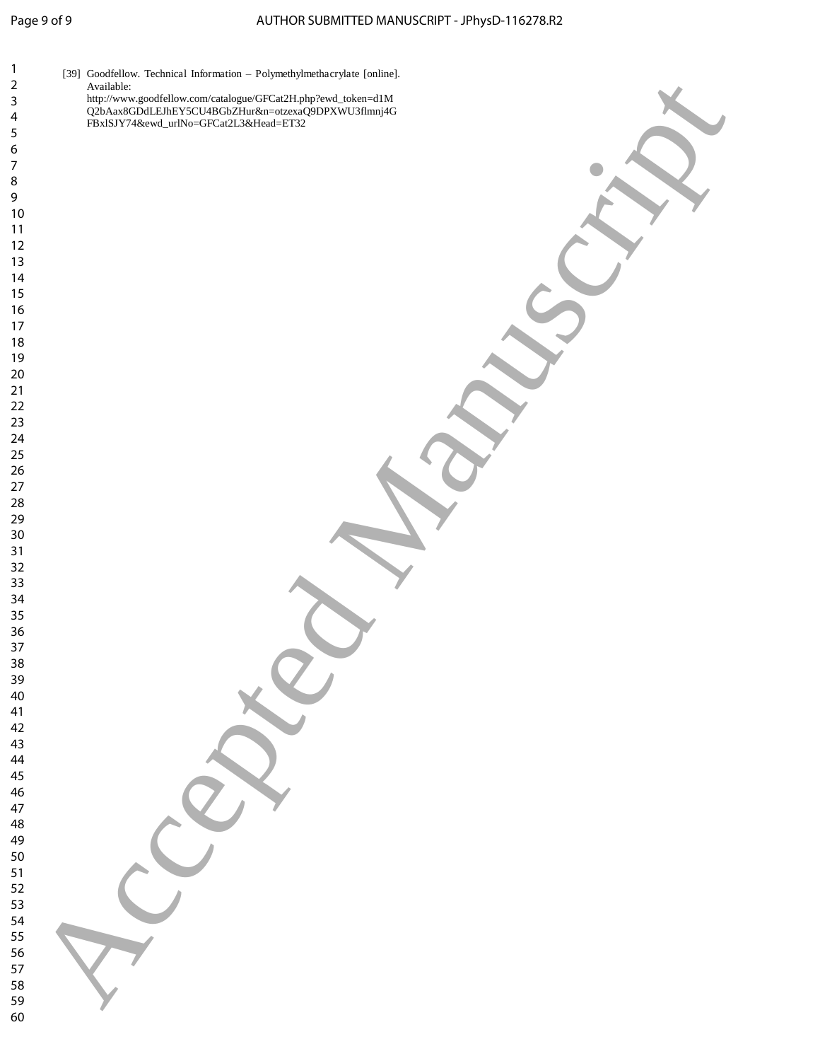[39] Goodfellow. Technical Information – Polymethylmethacrylate [online]. Available: http://www.goodfellow.com/catalogue/GFCat2H.php?ewd_token=d1MQ2bAax8GDdLEJhEY5CU4BGbZHur&n=otzexaQ9DPXWU3flmnj4GFBxlSJY74&ewd_urlNo=GFCat2L3&Head=ET32